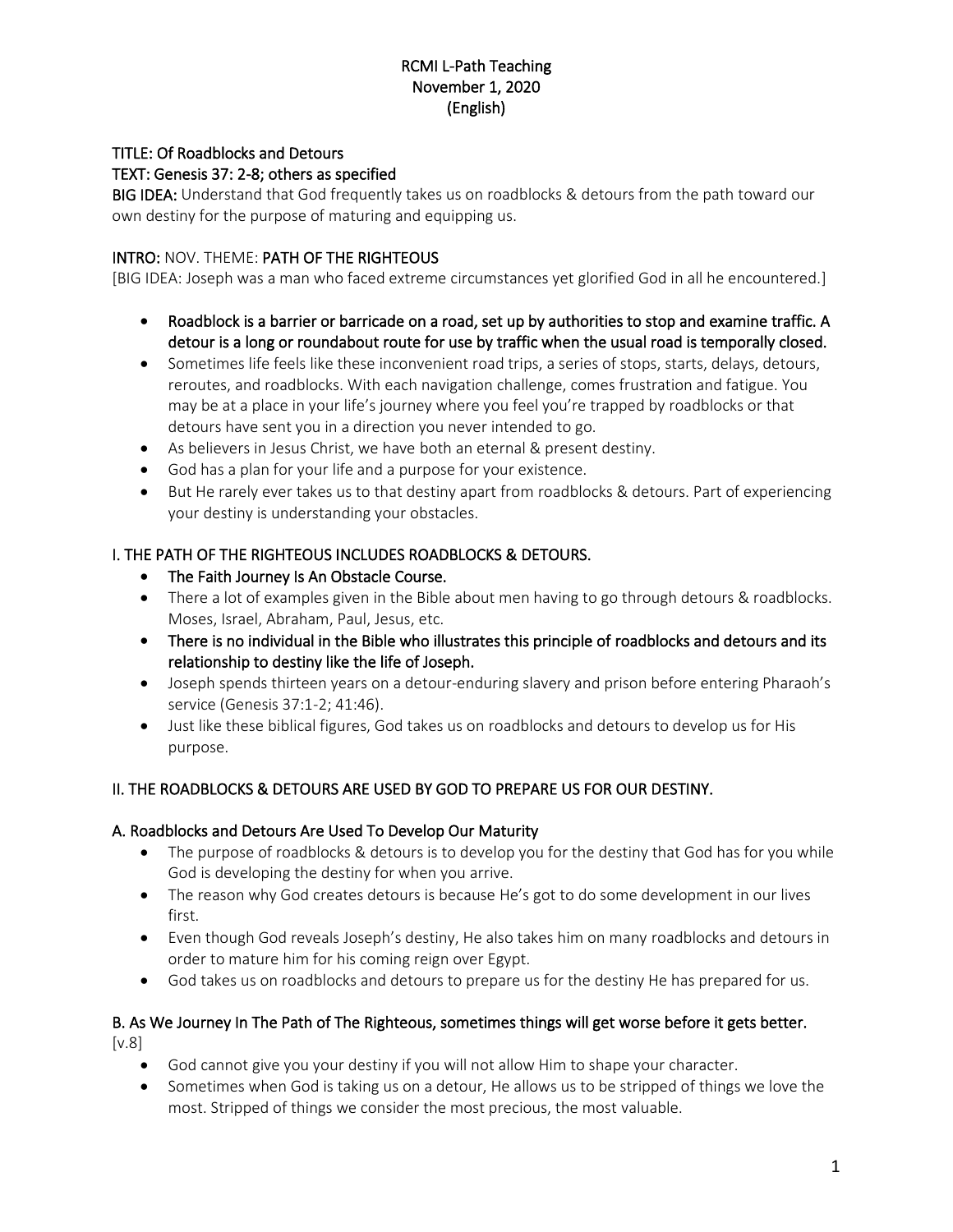# RCMI L-Path Teaching
# November 1, 2020
# (English)

**TITLE: Of Roadblocks and Detours**
**TEXT: Genesis 37: 2-8; others as specified**
**BIG IDEA:** Understand that God frequently takes us on roadblocks & detours from the path toward our own destiny for the purpose of maturing and equipping us.

**INTRO:** NOV. THEME: **PATH OF THE RIGHTEOUS**
[BIG IDEA: Joseph was a man who faced extreme circumstances yet glorified God in all he encountered.]

- **Roadblock is a barrier or barricade on a road, set up by authorities to stop and examine traffic. A detour is a long or roundabout route for use by traffic when the usual road is temporally closed.**
- Sometimes life feels like these inconvenient road trips, a series of stops, starts, delays, detours, reroutes, and roadblocks. With each navigation challenge, comes frustration and fatigue. You may be at a place in your life's journey where you feel you're trapped by roadblocks or that detours have sent you in a direction you never intended to go.
- As believers in Jesus Christ, we have both an eternal & present destiny.
- God has a plan for your life and a purpose for your existence.
- But He rarely ever takes us to that destiny apart from roadblocks & detours. Part of experiencing your destiny is understanding your obstacles.

## I. THE PATH OF THE RIGHTEOUS INCLUDES ROADBLOCKS & DETOURS.

- **The Faith Journey Is An Obstacle Course.**
- There a lot of examples given in the Bible about men having to go through detours & roadblocks. Moses, Israel, Abraham, Paul, Jesus, etc.
- **There is no individual in the Bible who illustrates this principle of roadblocks and detours and its relationship to destiny like the life of Joseph.**
- Joseph spends thirteen years on a detour-enduring slavery and prison before entering Pharaoh's service (Genesis 37:1-2; 41:46).
- Just like these biblical figures, God takes us on roadblocks and detours to develop us for His purpose.

## II. THE ROADBLOCKS & DETOURS ARE USED BY GOD TO PREPARE US FOR OUR DESTINY.

### A. Roadblocks and Detours Are Used To Develop Our Maturity

- The purpose of roadblocks & detours is to develop you for the destiny that God has for you while God is developing the destiny for when you arrive.
- The reason why God creates detours is because He's got to do some development in our lives first.
- Even though God reveals Joseph's destiny, He also takes him on many roadblocks and detours in order to mature him for his coming reign over Egypt.
- God takes us on roadblocks and detours to prepare us for the destiny He has prepared for us.

### B. As We Journey In The Path of The Righteous, sometimes things will get worse before it gets better.

[v.8]

- God cannot give you your destiny if you will not allow Him to shape your character.
- Sometimes when God is taking us on a detour, He allows us to be stripped of things we love the most. Stripped of things we consider the most precious, the most valuable.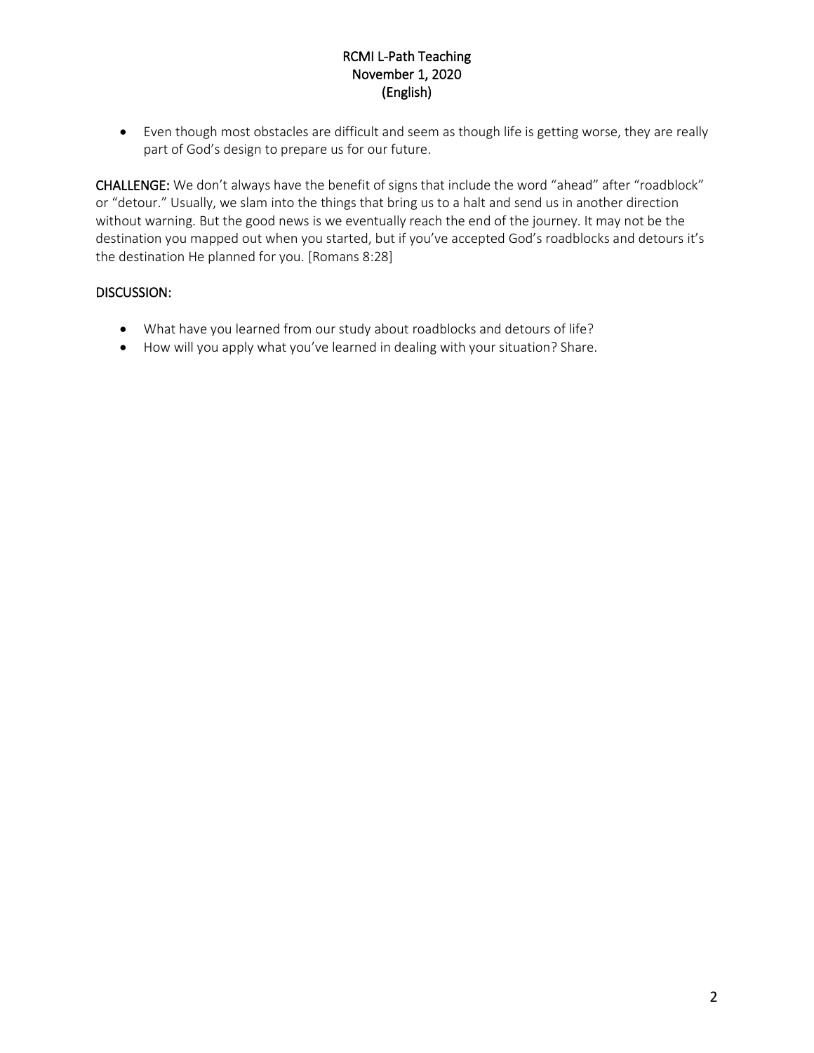- Even though most obstacles are difficult and seem as though life is getting worse, they are really part of God's design to prepare us for our future.

**CHALLENGE:** We don't always have the benefit of signs that include the word "ahead" after "roadblock" or "detour." Usually, we slam into the things that bring us to a halt and send us in another direction without warning. But the good news is we eventually reach the end of the journey. It may not be the destination you mapped out when you started, but if you've accepted God's roadblocks and detours it's the destination He planned for you. [Romans 8:28]

**DISCUSSION:**

- What have you learned from our study about roadblocks and detours of life?
- How will you apply what you've learned in dealing with your situation? Share.